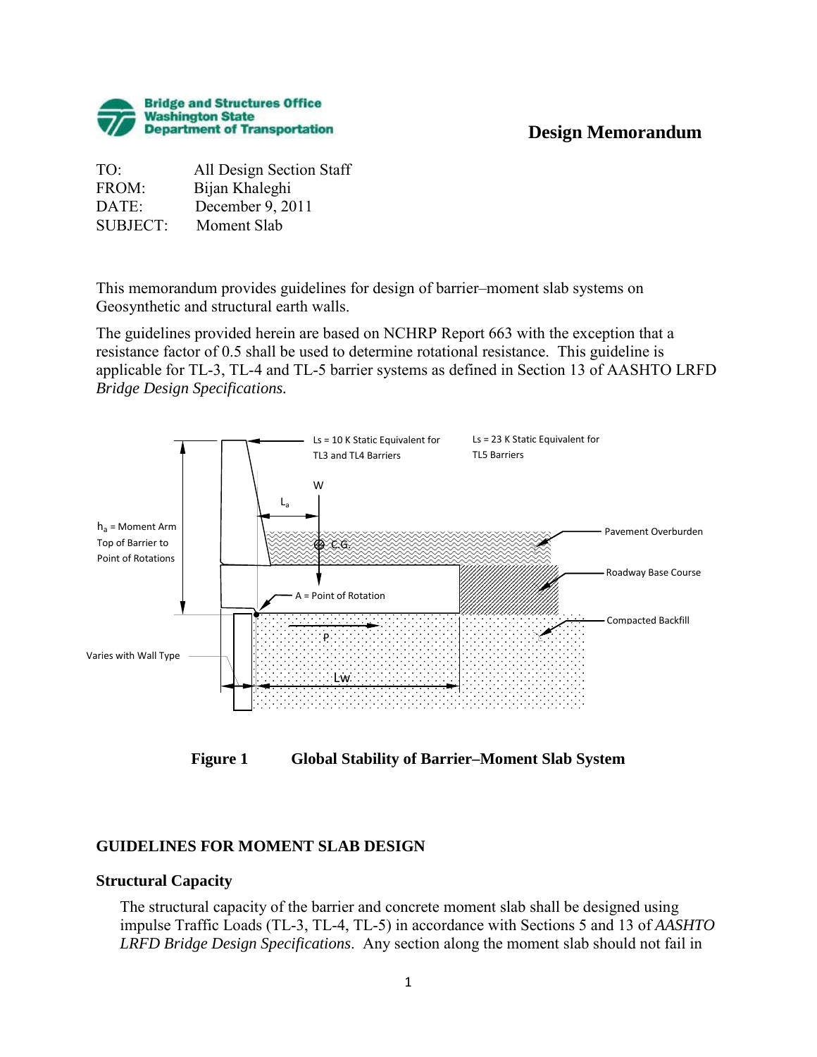**Bridge and Structures Office**
**Washington State**
**Department of Transportation**

# Design Memorandum

TO: All Design Section Staff
FROM: Bijan Khaleghi
DATE: December 9, 2011
SUBJECT: Moment Slab

This memorandum provides guidelines for design of barrier–moment slab systems on Geosynthetic and structural earth walls.

The guidelines provided herein are based on NCHRP Report 663 with the exception that a resistance factor of 0.5 shall be used to determine rotational resistance. This guideline is applicable for TL-3, TL-4 and TL-5 barrier systems as defined in Section 13 of AASHTO LRFD *Bridge Design Specifications.*

Ls = 10 K Static Equivalent for TL3 and TL4 Barriers

Ls = 23 K Static Equivalent for TL5 Barriers

W

$L_a$

$h_a$ = Moment Arm Top of Barrier to Point of Rotations

C.G.

Pavement Overburden

Roadway Base Course

A = Point of Rotation

Compacted Backfill

P

Varies with Wall Type

Lw

**Figure 1 Global Stability of Barrier–Moment Slab System**

## GUIDELINES FOR MOMENT SLAB DESIGN

### Structural Capacity

The structural capacity of the barrier and concrete moment slab shall be designed using impulse Traffic Loads (TL-3, TL-4, TL-5) in accordance with Sections 5 and 13 of *AASHTO LRFD Bridge Design Specifications*. Any section along the moment slab should not fail in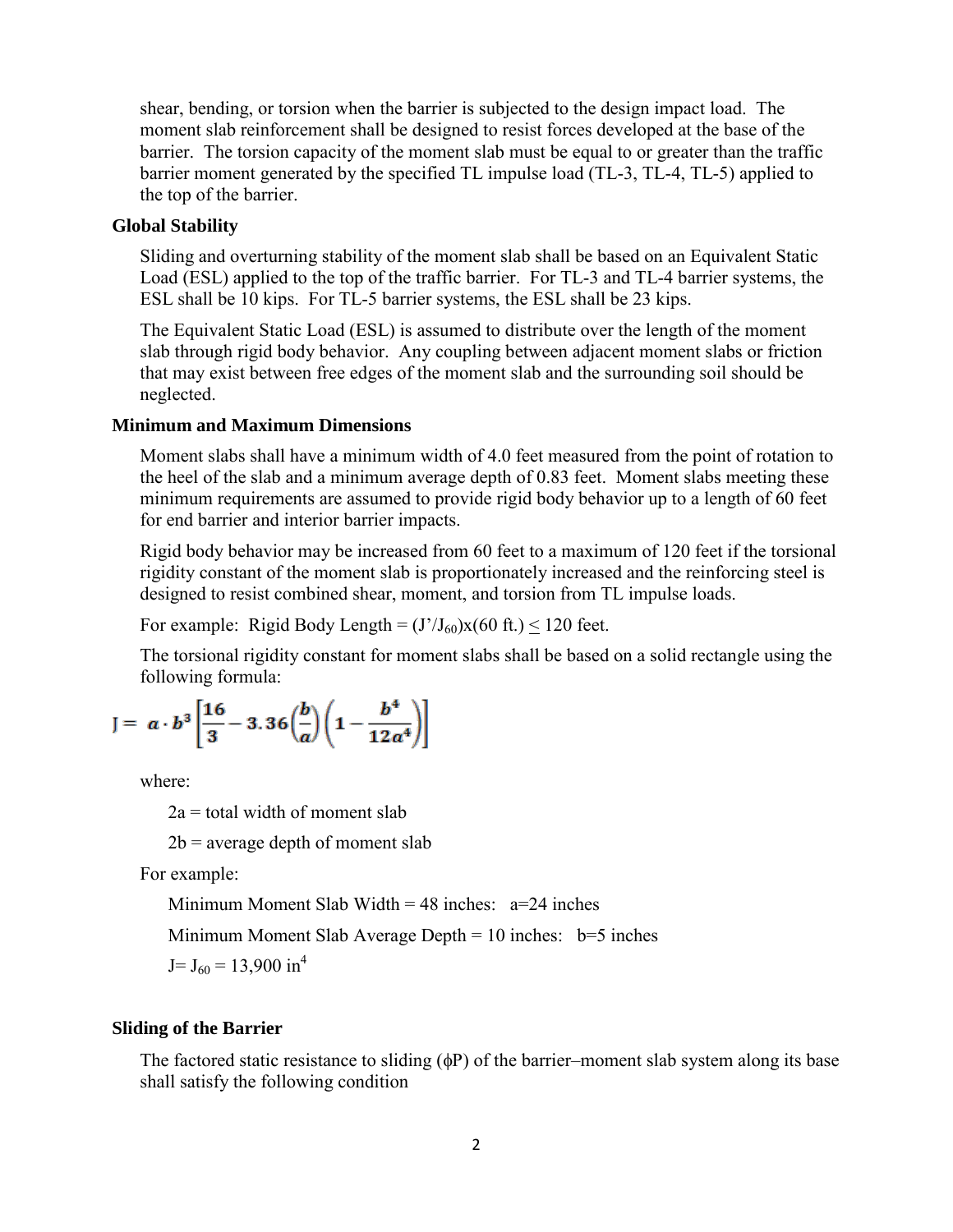shear, bending, or torsion when the barrier is subjected to the design impact load. The moment slab reinforcement shall be designed to resist forces developed at the base of the barrier. The torsion capacity of the moment slab must be equal to or greater than the traffic barrier moment generated by the specified TL impulse load (TL-3, TL-4, TL-5) applied to the top of the barrier.

**Global Stability**

Sliding and overturning stability of the moment slab shall be based on an Equivalent Static Load (ESL) applied to the top of the traffic barrier. For TL-3 and TL-4 barrier systems, the ESL shall be 10 kips. For TL-5 barrier systems, the ESL shall be 23 kips.

The Equivalent Static Load (ESL) is assumed to distribute over the length of the moment slab through rigid body behavior. Any coupling between adjacent moment slabs or friction that may exist between free edges of the moment slab and the surrounding soil should be neglected.

**Minimum and Maximum Dimensions**

Moment slabs shall have a minimum width of 4.0 feet measured from the point of rotation to the heel of the slab and a minimum average depth of 0.83 feet. Moment slabs meeting these minimum requirements are assumed to provide rigid body behavior up to a length of 60 feet for end barrier and interior barrier impacts.

Rigid body behavior may be increased from 60 feet to a maximum of 120 feet if the torsional rigidity constant of the moment slab is proportionately increased and the reinforcing steel is designed to resist combined shear, moment, and torsion from TL impulse loads.

For example: Rigid Body Length = $(J'/J_{60})$x(60 ft.) $\leq$ 120 feet.

The torsional rigidity constant for moment slabs shall be based on a solid rectangle using the following formula:

$$J = a \cdot b^3 \left[\frac{16}{3} - 3.36\left(\frac{b}{a}\right)\left(1 - \frac{b^4}{12a^4}\right)\right]$$

where:

2a = total width of moment slab

2b = average depth of moment slab

For example:

Minimum Moment Slab Width = 48 inches: a=24 inches

Minimum Moment Slab Average Depth = 10 inches: b=5 inches

$J = J_{60} = 13{,}900 \text{ in}^4$

**Sliding of the Barrier**

The factored static resistance to sliding ($\phi$P) of the barrier–moment slab system along its base shall satisfy the following condition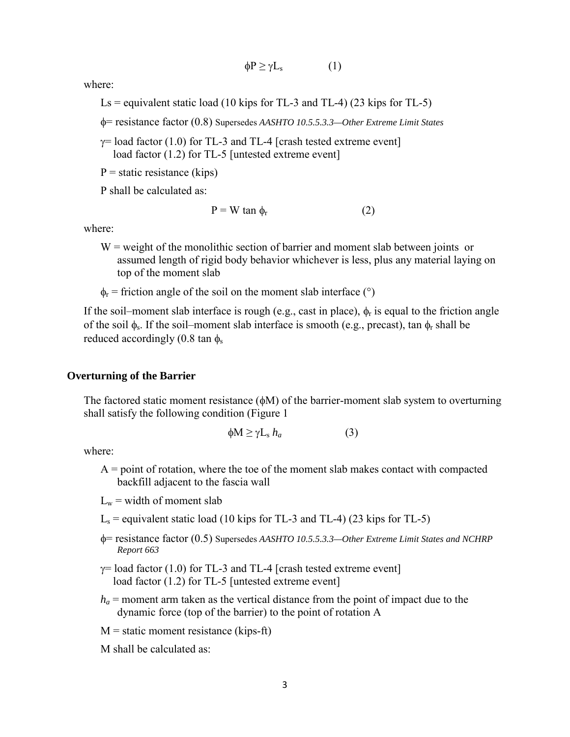$$\phi P \geq \gamma L_s \qquad (1)$$

where:

$L_s$ = equivalent static load (10 kips for TL-3 and TL-4) (23 kips for TL-5)

$\phi$= resistance factor (0.8) Supersedes *AASHTO 10.5.5.3.3—Other Extreme Limit States*

$\gamma$= load factor (1.0) for TL-3 and TL-4 [crash tested extreme event]
load factor (1.2) for TL-5 [untested extreme event]

P = static resistance (kips)

P shall be calculated as:

$$P = W \tan \phi_r \qquad (2)$$

where:

W = weight of the monolithic section of barrier and moment slab between joints or assumed length of rigid body behavior whichever is less, plus any material laying on top of the moment slab

$\phi_r$ = friction angle of the soil on the moment slab interface (°)

If the soil–moment slab interface is rough (e.g., cast in place), $\phi_r$ is equal to the friction angle of the soil $\phi_s$. If the soil–moment slab interface is smooth (e.g., precast), tan $\phi_r$ shall be reduced accordingly (0.8 tan $\phi_s$

### Overturning of the Barrier

The factored static moment resistance ($\phi$M) of the barrier-moment slab system to overturning shall satisfy the following condition (Figure 1

$$\phi M \geq \gamma L_s \, h_a \qquad (3)$$

where:

A = point of rotation, where the toe of the moment slab makes contact with compacted backfill adjacent to the fascia wall

$L_w$ = width of moment slab

$L_s$ = equivalent static load (10 kips for TL-3 and TL-4) (23 kips for TL-5)

$\phi$= resistance factor (0.5) Supersedes *AASHTO 10.5.5.3.3—Other Extreme Limit States and NCHRP Report 663*

$\gamma$= load factor (1.0) for TL-3 and TL-4 [crash tested extreme event]
load factor (1.2) for TL-5 [untested extreme event]

$h_a$ = moment arm taken as the vertical distance from the point of impact due to the dynamic force (top of the barrier) to the point of rotation A

M = static moment resistance (kips-ft)

M shall be calculated as: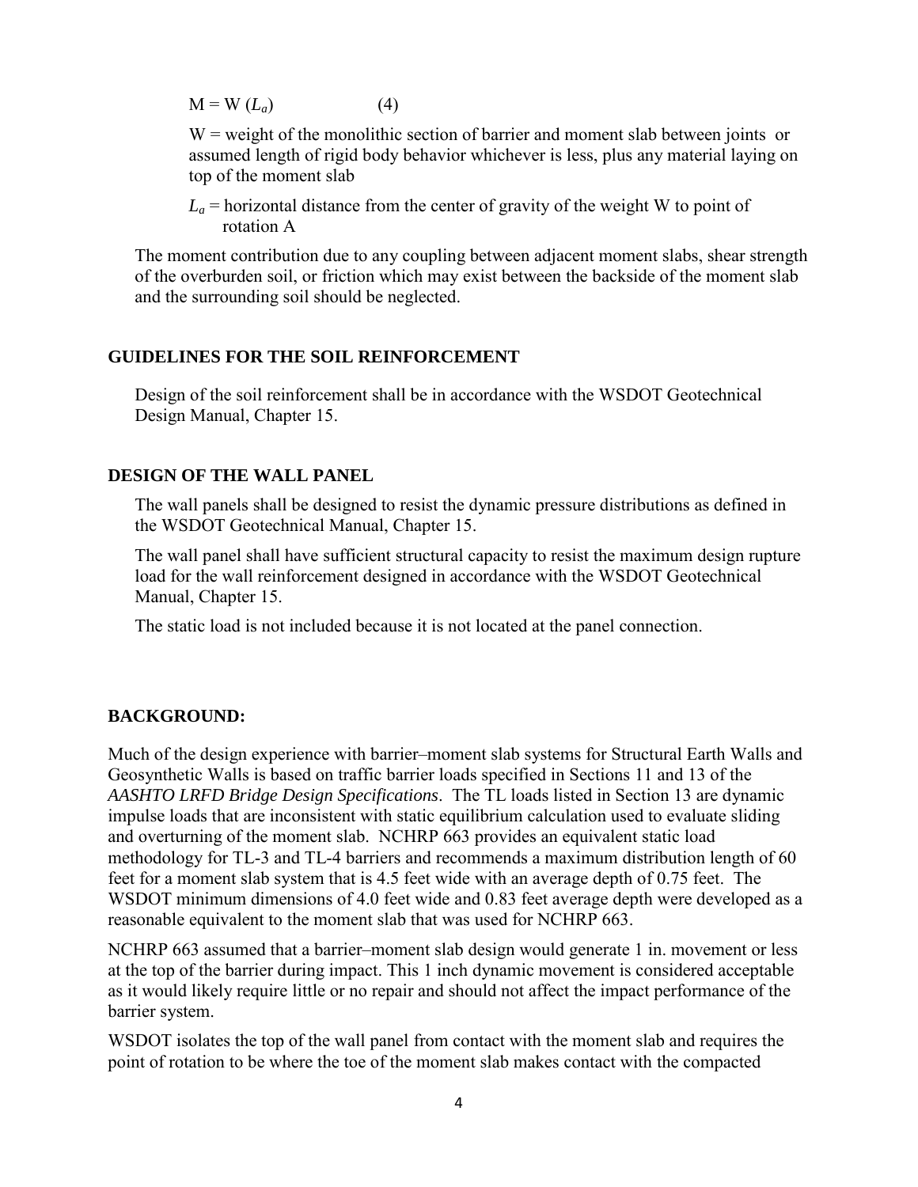$$M = W\ (L_a) \qquad (4)$$

W = weight of the monolithic section of barrier and moment slab between joints or assumed length of rigid body behavior whichever is less, plus any material laying on top of the moment slab

$L_a$ = horizontal distance from the center of gravity of the weight W to point of rotation A

The moment contribution due to any coupling between adjacent moment slabs, shear strength of the overburden soil, or friction which may exist between the backside of the moment slab and the surrounding soil should be neglected.

## GUIDELINES FOR THE SOIL REINFORCEMENT

Design of the soil reinforcement shall be in accordance with the WSDOT Geotechnical Design Manual, Chapter 15.

## DESIGN OF THE WALL PANEL

The wall panels shall be designed to resist the dynamic pressure distributions as defined in the WSDOT Geotechnical Manual, Chapter 15.

The wall panel shall have sufficient structural capacity to resist the maximum design rupture load for the wall reinforcement designed in accordance with the WSDOT Geotechnical Manual, Chapter 15.

The static load is not included because it is not located at the panel connection.

## BACKGROUND:

Much of the design experience with barrier–moment slab systems for Structural Earth Walls and Geosynthetic Walls is based on traffic barrier loads specified in Sections 11 and 13 of the *AASHTO LRFD Bridge Design Specifications*. The TL loads listed in Section 13 are dynamic impulse loads that are inconsistent with static equilibrium calculation used to evaluate sliding and overturning of the moment slab. NCHRP 663 provides an equivalent static load methodology for TL-3 and TL-4 barriers and recommends a maximum distribution length of 60 feet for a moment slab system that is 4.5 feet wide with an average depth of 0.75 feet. The WSDOT minimum dimensions of 4.0 feet wide and 0.83 feet average depth were developed as a reasonable equivalent to the moment slab that was used for NCHRP 663.

NCHRP 663 assumed that a barrier–moment slab design would generate 1 in. movement or less at the top of the barrier during impact. This 1 inch dynamic movement is considered acceptable as it would likely require little or no repair and should not affect the impact performance of the barrier system.

WSDOT isolates the top of the wall panel from contact with the moment slab and requires the point of rotation to be where the toe of the moment slab makes contact with the compacted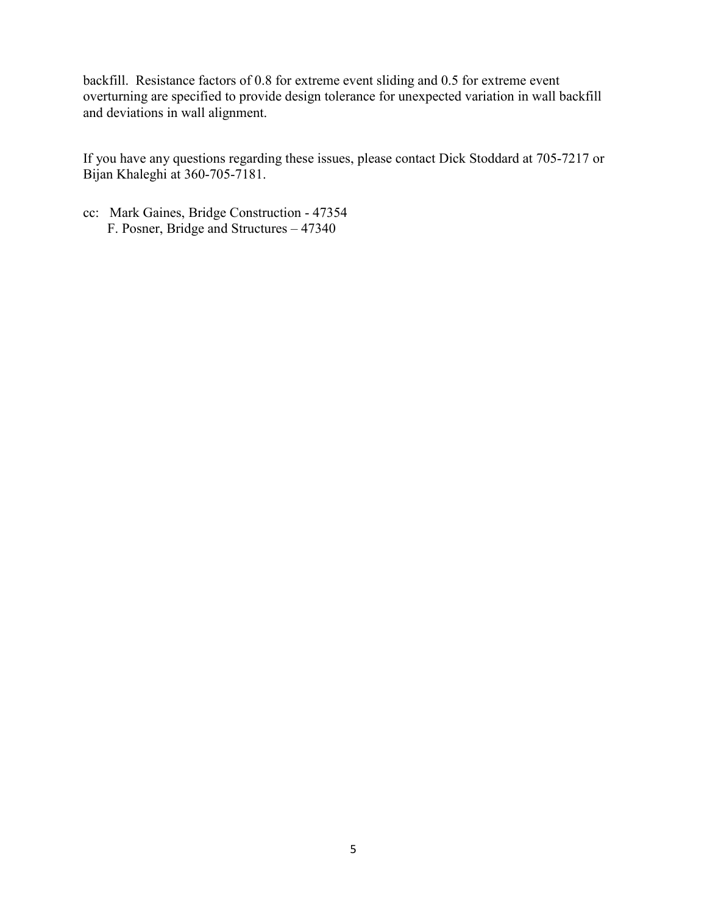backfill. Resistance factors of 0.8 for extreme event sliding and 0.5 for extreme event overturning are specified to provide design tolerance for unexpected variation in wall backfill and deviations in wall alignment.

If you have any questions regarding these issues, please contact Dick Stoddard at 705-7217 or Bijan Khaleghi at 360-705-7181.

cc: Mark Gaines, Bridge Construction - 47354
F. Posner, Bridge and Structures – 47340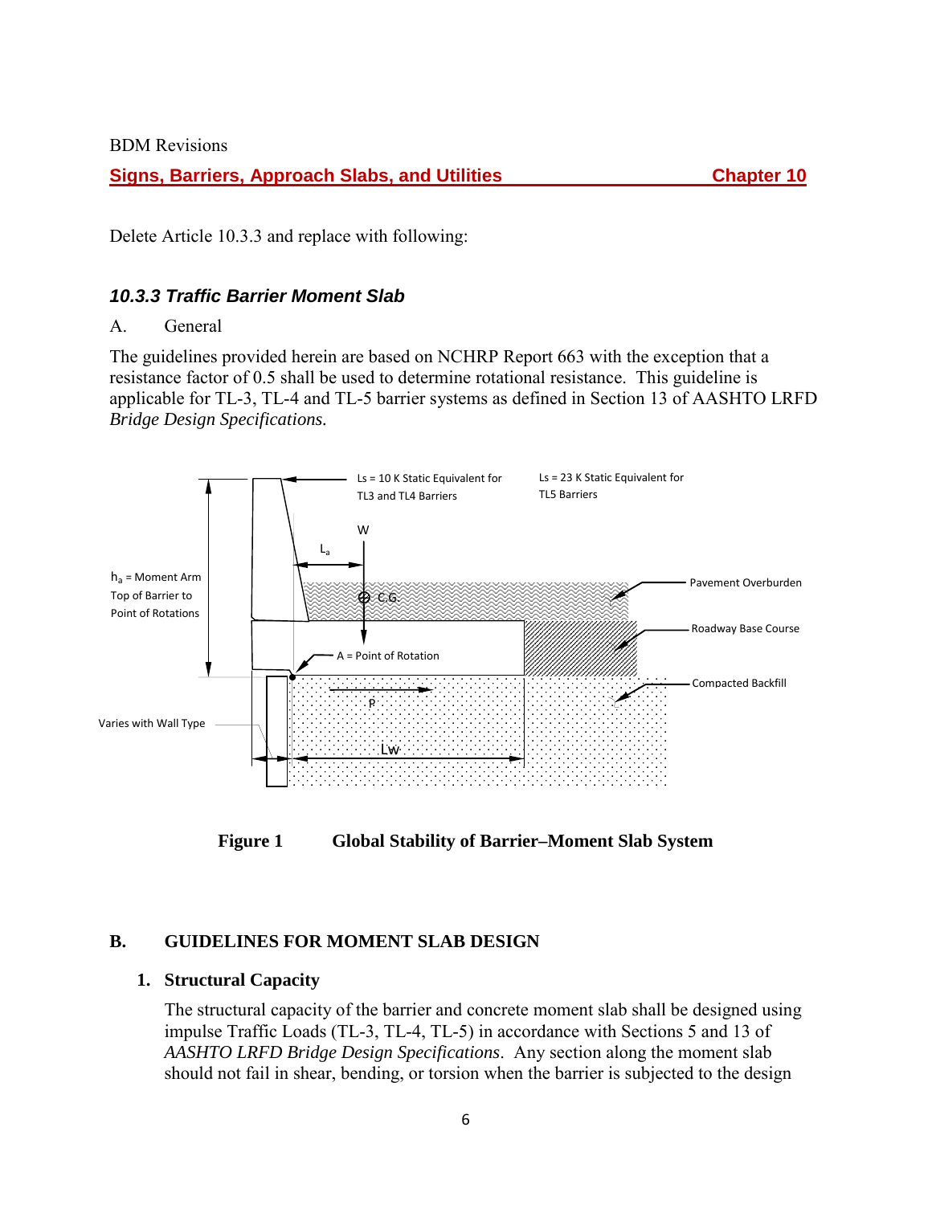BDM Revisions

**Signs, Barriers, Approach Slabs, and Utilities** **Chapter 10**

Delete Article 10.3.3 and replace with following:

### *10.3.3 Traffic Barrier Moment Slab*

A. General

The guidelines provided herein are based on NCHRP Report 663 with the exception that a resistance factor of 0.5 shall be used to determine rotational resistance. This guideline is applicable for TL-3, TL-4 and TL-5 barrier systems as defined in Section 13 of AASHTO LRFD *Bridge Design Specifications.*

**Figure 1 Global Stability of Barrier–Moment Slab System**

## B. GUIDELINES FOR MOMENT SLAB DESIGN

### 1. Structural Capacity

The structural capacity of the barrier and concrete moment slab shall be designed using impulse Traffic Loads (TL-3, TL-4, TL-5) in accordance with Sections 5 and 13 of *AASHTO LRFD Bridge Design Specifications*. Any section along the moment slab should not fail in shear, bending, or torsion when the barrier is subjected to the design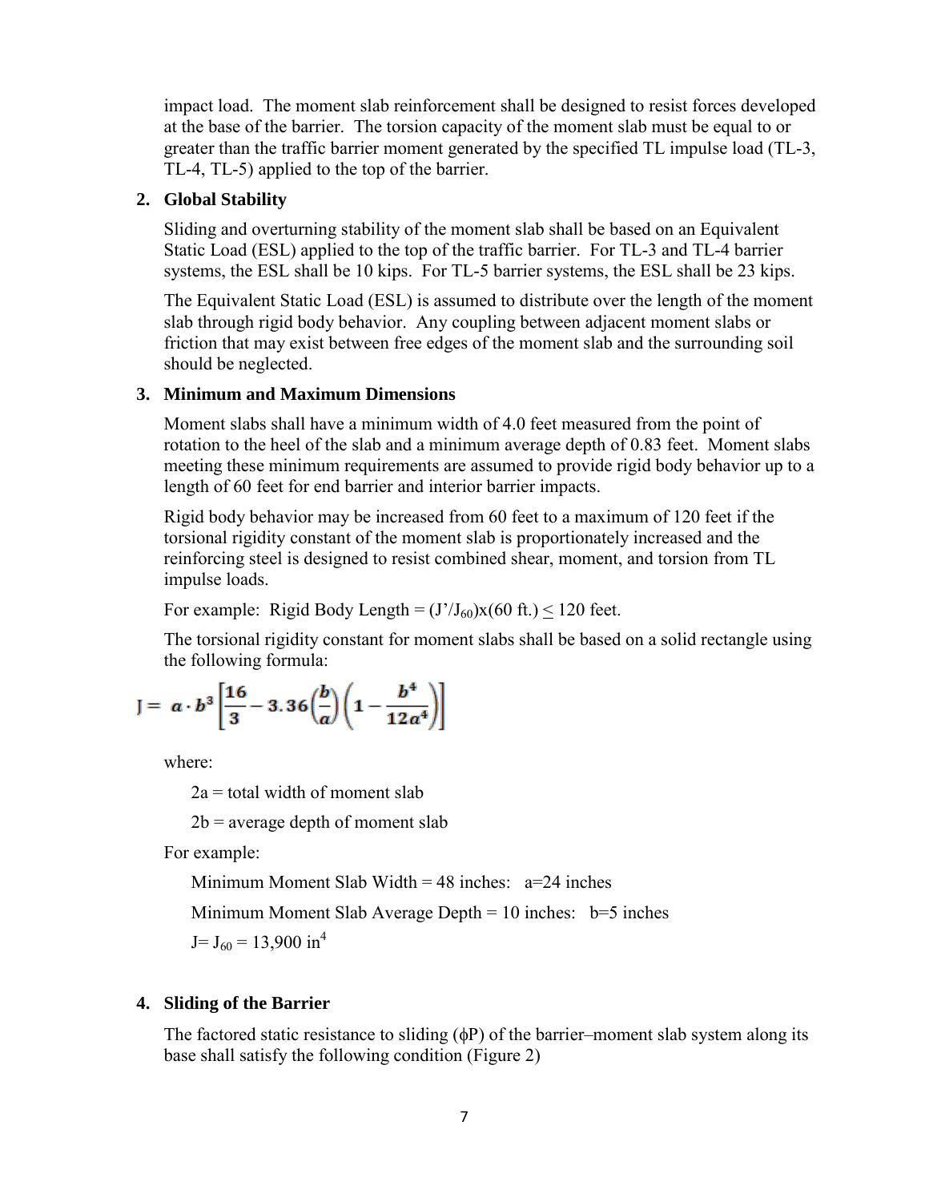impact load. The moment slab reinforcement shall be designed to resist forces developed at the base of the barrier. The torsion capacity of the moment slab must be equal to or greater than the traffic barrier moment generated by the specified TL impulse load (TL-3, TL-4, TL-5) applied to the top of the barrier.

### 2. Global Stability

Sliding and overturning stability of the moment slab shall be based on an Equivalent Static Load (ESL) applied to the top of the traffic barrier. For TL-3 and TL-4 barrier systems, the ESL shall be 10 kips. For TL-5 barrier systems, the ESL shall be 23 kips.

The Equivalent Static Load (ESL) is assumed to distribute over the length of the moment slab through rigid body behavior. Any coupling between adjacent moment slabs or friction that may exist between free edges of the moment slab and the surrounding soil should be neglected.

### 3. Minimum and Maximum Dimensions

Moment slabs shall have a minimum width of 4.0 feet measured from the point of rotation to the heel of the slab and a minimum average depth of 0.83 feet. Moment slabs meeting these minimum requirements are assumed to provide rigid body behavior up to a length of 60 feet for end barrier and interior barrier impacts.

Rigid body behavior may be increased from 60 feet to a maximum of 120 feet if the torsional rigidity constant of the moment slab is proportionately increased and the reinforcing steel is designed to resist combined shear, moment, and torsion from TL impulse loads.

For example: Rigid Body Length = $(J'/J_{60})$x(60 ft.) $\leq$ 120 feet.

The torsional rigidity constant for moment slabs shall be based on a solid rectangle using the following formula:

$$J = a \cdot b^3 \left[\frac{16}{3} - 3.36\left(\frac{b}{a}\right)\left(1 - \frac{b^4}{12a^4}\right)\right]$$

where:

2a = total width of moment slab

2b = average depth of moment slab

For example:

Minimum Moment Slab Width = 48 inches: a=24 inches

Minimum Moment Slab Average Depth = 10 inches: b=5 inches

$J = J_{60} = 13{,}900 \text{ in}^4$

### 4. Sliding of the Barrier

The factored static resistance to sliding ($\phi P$) of the barrier–moment slab system along its base shall satisfy the following condition (Figure 2)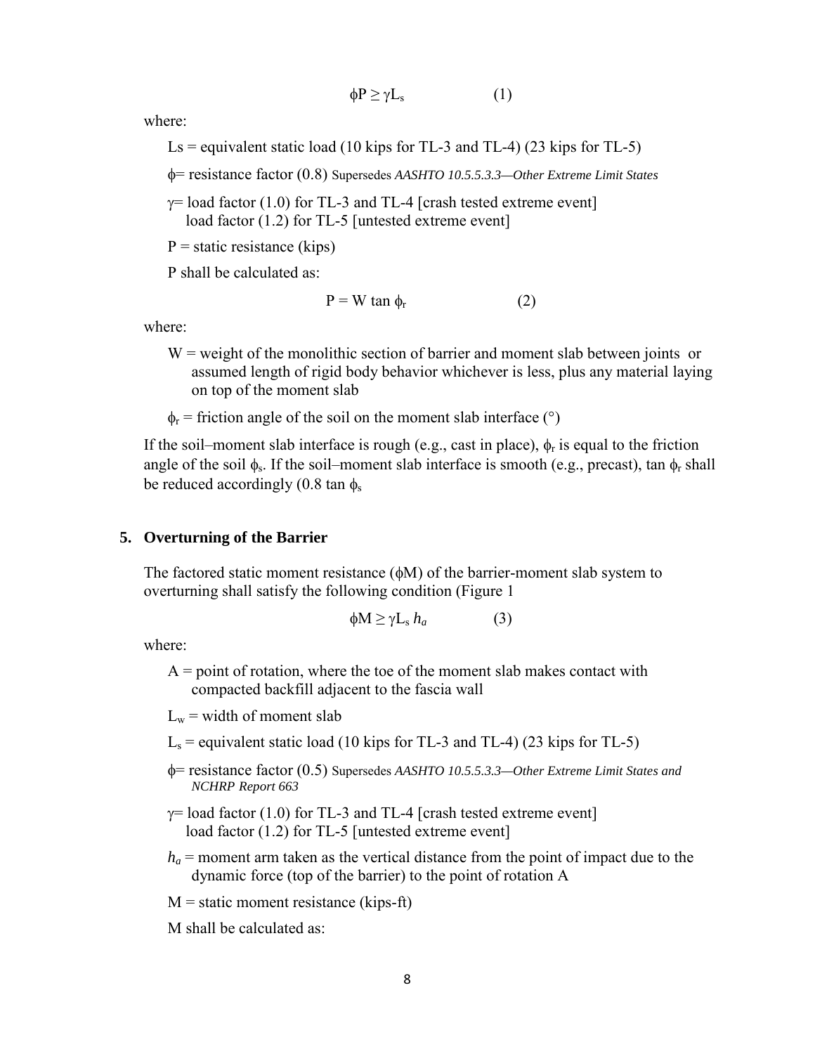$$\phi P \geq \gamma L_s \qquad (1)$$

where:

- $L_s$ = equivalent static load (10 kips for TL-3 and TL-4) (23 kips for TL-5)
- $\phi$= resistance factor (0.8) Supersedes *AASHTO 10.5.5.3.3—Other Extreme Limit States*
- $\gamma$= load factor (1.0) for TL-3 and TL-4 [crash tested extreme event]
  load factor (1.2) for TL-5 [untested extreme event]
- P = static resistance (kips)

P shall be calculated as:

$$P = W \tan \phi_r \qquad (2)$$

where:

- W = weight of the monolithic section of barrier and moment slab between joints or assumed length of rigid body behavior whichever is less, plus any material laying on top of the moment slab
- $\phi_r$ = friction angle of the soil on the moment slab interface (°)

If the soil–moment slab interface is rough (e.g., cast in place), $\phi_r$ is equal to the friction angle of the soil $\phi_s$. If the soil–moment slab interface is smooth (e.g., precast), $\tan \phi_r$ shall be reduced accordingly ($0.8 \tan \phi_s$

## 5. Overturning of the Barrier

The factored static moment resistance ($\phi M$) of the barrier-moment slab system to overturning shall satisfy the following condition (Figure 1

$$\phi M \geq \gamma L_s \, h_a \qquad (3)$$

where:

- A = point of rotation, where the toe of the moment slab makes contact with compacted backfill adjacent to the fascia wall
- $L_w$ = width of moment slab
- $L_s$ = equivalent static load (10 kips for TL-3 and TL-4) (23 kips for TL-5)
- $\phi$= resistance factor (0.5) Supersedes *AASHTO 10.5.5.3.3—Other Extreme Limit States and NCHRP Report 663*
- $\gamma$= load factor (1.0) for TL-3 and TL-4 [crash tested extreme event]
  load factor (1.2) for TL-5 [untested extreme event]
- $h_a$ = moment arm taken as the vertical distance from the point of impact due to the dynamic force (top of the barrier) to the point of rotation A
- M = static moment resistance (kips-ft)

M shall be calculated as: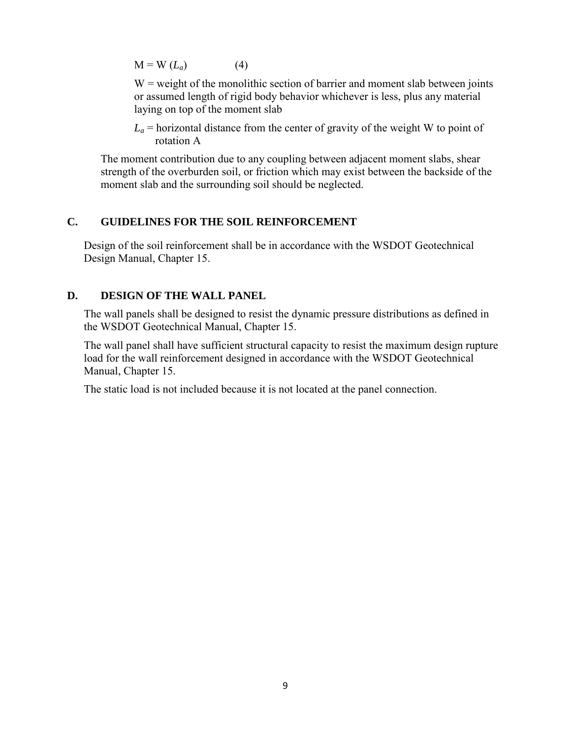$$M = W\,(L_a) \qquad (4)$$

W = weight of the monolithic section of barrier and moment slab between joints or assumed length of rigid body behavior whichever is less, plus any material laying on top of the moment slab

$L_a$ = horizontal distance from the center of gravity of the weight W to point of rotation A

The moment contribution due to any coupling between adjacent moment slabs, shear strength of the overburden soil, or friction which may exist between the backside of the moment slab and the surrounding soil should be neglected.

## C. GUIDELINES FOR THE SOIL REINFORCEMENT

Design of the soil reinforcement shall be in accordance with the WSDOT Geotechnical Design Manual, Chapter 15.

## D. DESIGN OF THE WALL PANEL

The wall panels shall be designed to resist the dynamic pressure distributions as defined in the WSDOT Geotechnical Manual, Chapter 15.

The wall panel shall have sufficient structural capacity to resist the maximum design rupture load for the wall reinforcement designed in accordance with the WSDOT Geotechnical Manual, Chapter 15.

The static load is not included because it is not located at the panel connection.